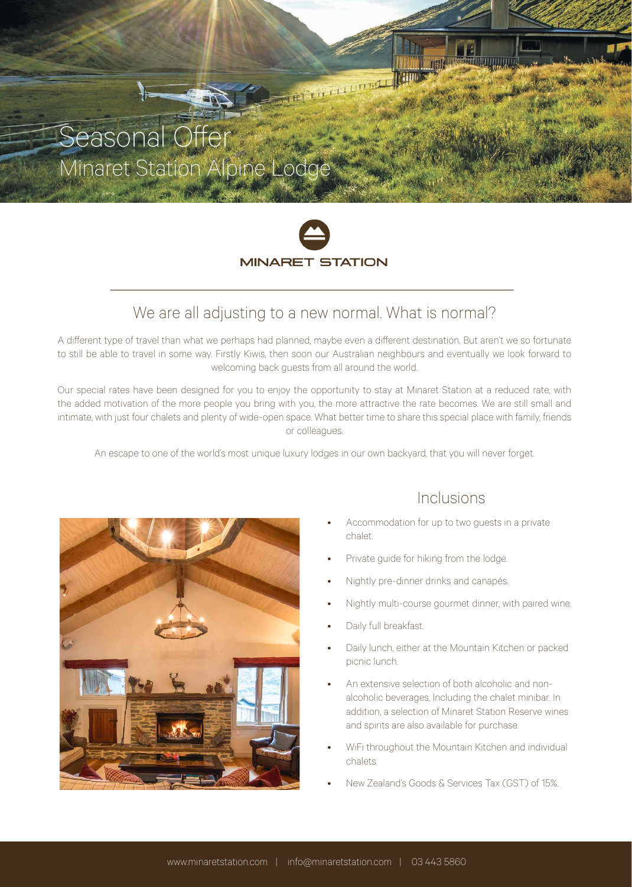# Seasonal Offer

## Minaret Station Alpine Lodge

MINARET STATION

## We are all adjusting to a new normal. What is normal?

A different type of travel than what we perhaps had planned, maybe even a different destination. But aren't we so fortunate to still be able to travel in some way. Firstly Kiwis, then soon our Australian neighbours and eventually we look forward to welcoming back guests from all around the world.

Our special rates have been designed for you to enjoy the opportunity to stay at Minaret Station at a reduced rate, with the added motivation of the more people you bring with you, the more attractive the rate becomes. We are still small and intimate, with just four chalets and plenty of wide-open space. What better time to share this special place with family, friends or colleagues.

An escape to one of the world's most unique luxury lodges in our own backyard, that you will never forget.

## Inclusions

- Accommodation for up to two guests in a private chalet.
- Private guide for hiking from the lodge.
- Nightly pre-dinner drinks and canapés.
- Nightly multi-course gourmet dinner, with paired wine.
- Daily full breakfast.
- Daily lunch, either at the Mountain Kitchen or packed picnic lunch.
- An extensive selection of both alcoholic and non-alcoholic beverages, Including the chalet minibar. In addition, a selection of Minaret Station Reserve wines and spirits are also available for purchase.
- WiFi throughout the Mountain Kitchen and individual chalets.
- New Zealand's Goods & Services Tax (GST) of 15%.

www.minaretstation.com | info@minaretstation.com | 03 443 5860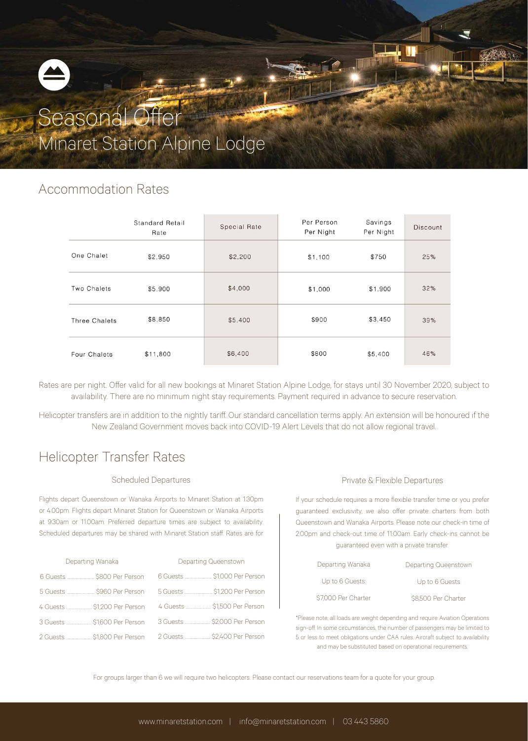# Seasonal Offer
## Minaret Station Alpine Lodge

## Accommodation Rates

| | Standard Retail Rate | Special Rate | Per Person Per Night | Savings Per Night | Discount |
|---|---|---|---|---|---|
| One Chalet | $2,950 | $2,200 | $1,100 | $750 | 25% |
| Two Chalets | $5,900 | $4,000 | $1,000 | $1,900 | 32% |
| Three Chalets | $8,850 | $5,400 | $900 | $3,450 | 39% |
| Four Chalets | $11,800 | $6,400 | $800 | $5,400 | 46% |

Rates are per night. Offer valid for all new bookings at Minaret Station Alpine Lodge, for stays until 30 November 2020, subject to availability. There are no minimum night stay requirements. Payment required in advance to secure reservation.

Helicopter transfers are in addition to the nightly tariff. Our standard cancellation terms apply. An extension will be honoured if the New Zealand Government moves back into COVID-19 Alert Levels that do not allow regional travel.

## Helicopter Transfer Rates

### Scheduled Departures

Flights depart Queenstown or Wanaka Airports to Minaret Station at 1.30pm or 4.00pm. Flights depart Minaret Station for Queenstown or Wanaka Airports at 9.30am or 11.00am. Preferred departure times are subject to availability. Scheduled departures may be shared with Minaret Station staff. Rates are for

| Departing Wanaka | | Departing Queenstown | |
|---|---|---|---|
| 6 Guests | $800 Per Person | 6 Guests | $1,000 Per Person |
| 5 Guests | $960 Per Person | 5 Guests | $1,200 Per Person |
| 4 Guests | $1,200 Per Person | 4 Guests | $1,500 Per Person |
| 3 Guests | $1,600 Per Person | 3 Guests | $2,000 Per Person |
| 2 Guests | $1,800 Per Person | 2 Guests | $2,400 Per Person |

### Private & Flexible Departures

If your schedule requires a more flexible transfer time or you prefer guaranteed exclusivity, we also offer private charters from both Queenstown and Wanaka Airports. Please note our check-in time of 2.00pm and check-out time of 11.00am. Early check-ins cannot be guaranteed even with a private transfer.

| Departing Wanaka | Departing Queenstown |
|---|---|
| Up to 6 Guests: | Up to 6 Guests |
| $7,000 Per Charter | $8,500 Per Charter |

*Please note, all loads are weight depending and require Aviation Operations sign-off. In some circumstances, the number of passengers may be limited to 5 or less to meet obligations under CAA rules. Aircraft subject to availability and may be substituted based on operational requirements.

For groups larger than 6 we will require two helicopters. Please contact our reservations team for a quote for your group.

www.minaretstation.com | info@minaretstation.com | 03 443 5860